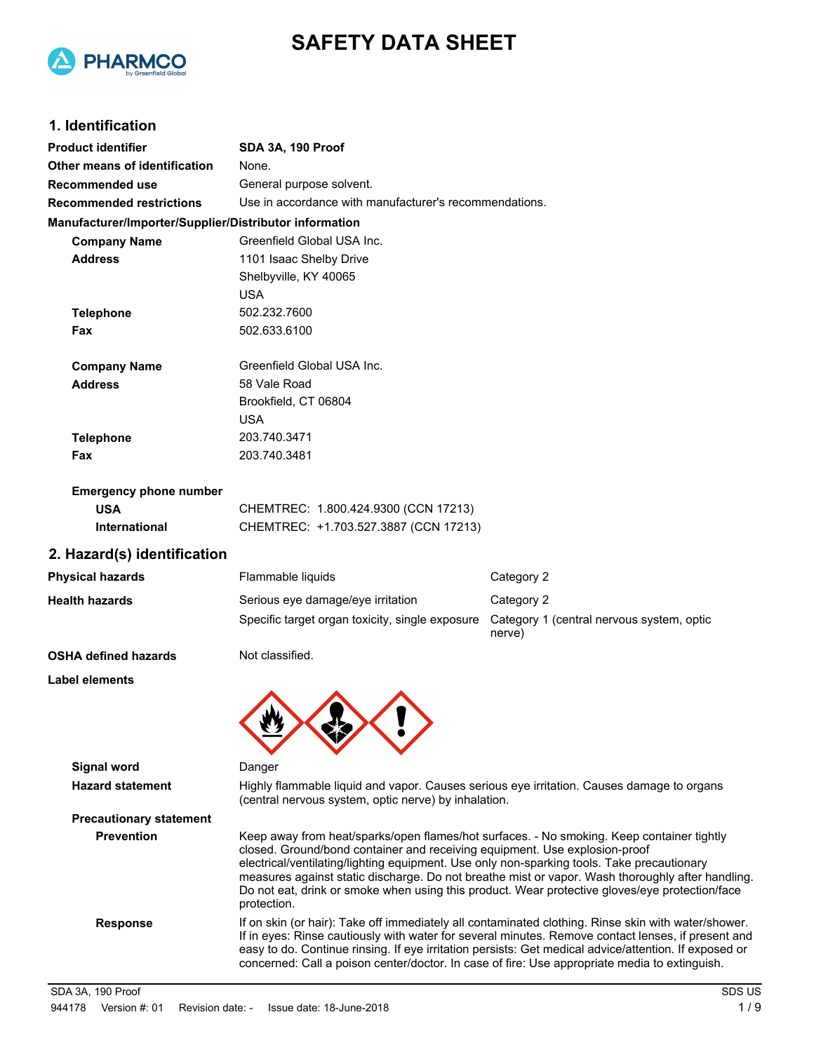# SAFETY DATA SHEET

## 1. Identification

| | |
|---|---|
| **Product identifier** | **SDA 3A, 190 Proof** |
| **Other means of identification** | None. |
| **Recommended use** | General purpose solvent. |
| **Recommended restrictions** | Use in accordance with manufacturer's recommendations. |

**Manufacturer/Importer/Supplier/Distributor information**

| | |
|---|---|
| **Company Name** | Greenfield Global USA Inc. |
| **Address** | 1101 Isaac Shelby Drive<br>Shelbyville, KY 40065<br>USA |
| **Telephone** | 502.232.7600 |
| **Fax** | 502.633.6100 |
| **Company Name** | Greenfield Global USA Inc. |
| **Address** | 58 Vale Road<br>Brookfield, CT 06804<br>USA |
| **Telephone** | 203.740.3471 |
| **Fax** | 203.740.3481 |

**Emergency phone number**

| | |
|---|---|
| **USA** | CHEMTREC: 1.800.424.9300 (CCN 17213) |
| **International** | CHEMTREC: +1.703.527.3887 (CCN 17213) |

## 2. Hazard(s) identification

| | | |
|---|---|---|
| **Physical hazards** | Flammable liquids | Category 2 |
| **Health hazards** | Serious eye damage/eye irritation | Category 2 |
| | Specific target organ toxicity, single exposure | Category 1 (central nervous system, optic nerve) |
| **OSHA defined hazards** | Not classified. | |

**Label elements**

**Signal word** Danger

**Hazard statement** Highly flammable liquid and vapor. Causes serious eye irritation. Causes damage to organs (central nervous system, optic nerve) by inhalation.

**Precautionary statement**

**Prevention** Keep away from heat/sparks/open flames/hot surfaces. - No smoking. Keep container tightly closed. Ground/bond container and receiving equipment. Use explosion-proof electrical/ventilating/lighting equipment. Use only non-sparking tools. Take precautionary measures against static discharge. Do not breathe mist or vapor. Wash thoroughly after handling. Do not eat, drink or smoke when using this product. Wear protective gloves/eye protection/face protection.

**Response** If on skin (or hair): Take off immediately all contaminated clothing. Rinse skin with water/shower. If in eyes: Rinse cautiously with water for several minutes. Remove contact lenses, if present and easy to do. Continue rinsing. If eye irritation persists: Get medical advice/attention. If exposed or concerned: Call a poison center/doctor. In case of fire: Use appropriate media to extinguish.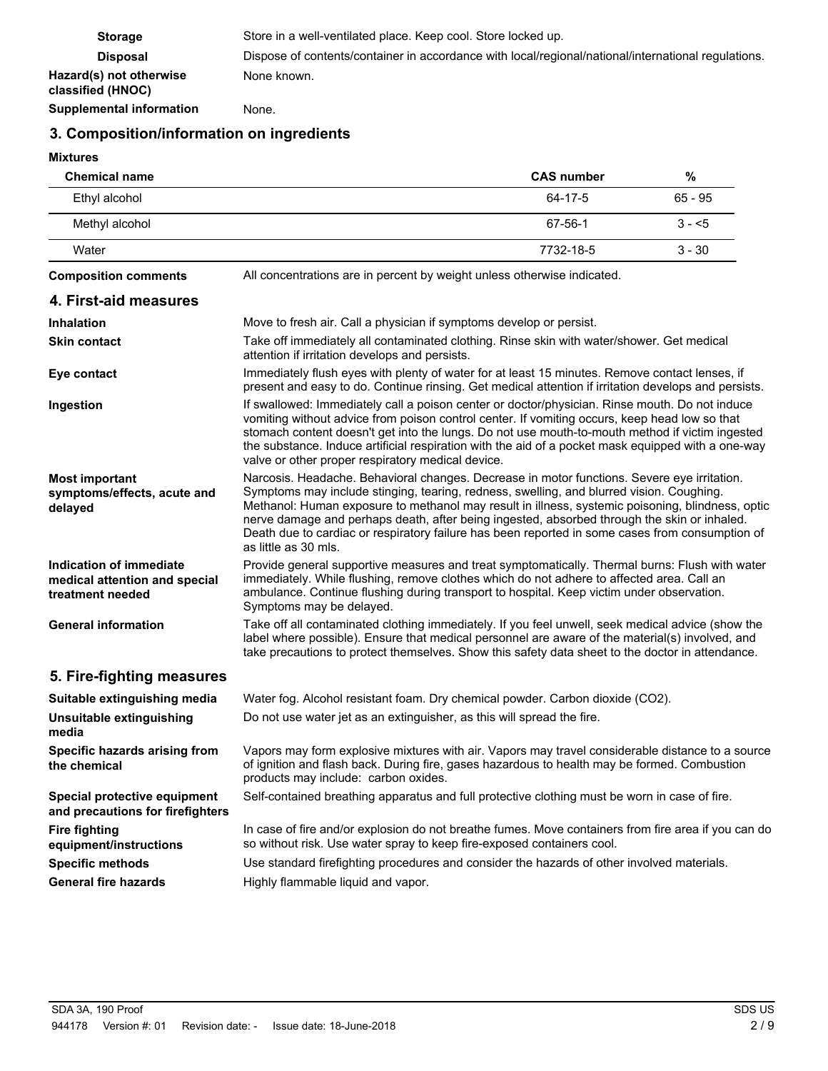**Storage** Store in a well-ventilated place. Keep cool. Store locked up.

**Disposal** Dispose of contents/container in accordance with local/regional/national/international regulations.

**Hazard(s) not otherwise classified (HNOC)** None known.

**Supplemental information** None.

## 3. Composition/information on ingredients

**Mixtures**

| Chemical name | CAS number | % |
|---|---|---|
| Ethyl alcohol | 64-17-5 | 65 - 95 |
| Methyl alcohol | 67-56-1 | 3 - <5 |
| Water | 7732-18-5 | 3 - 30 |

**Composition comments** All concentrations are in percent by weight unless otherwise indicated.

## 4. First-aid measures

**Inhalation** Move to fresh air. Call a physician if symptoms develop or persist.

**Skin contact** Take off immediately all contaminated clothing. Rinse skin with water/shower. Get medical attention if irritation develops and persists.

**Eye contact** Immediately flush eyes with plenty of water for at least 15 minutes. Remove contact lenses, if present and easy to do. Continue rinsing. Get medical attention if irritation develops and persists.

**Ingestion** If swallowed: Immediately call a poison center or doctor/physician. Rinse mouth. Do not induce vomiting without advice from poison control center. If vomiting occurs, keep head low so that stomach content doesn't get into the lungs. Do not use mouth-to-mouth method if victim ingested the substance. Induce artificial respiration with the aid of a pocket mask equipped with a one-way valve or other proper respiratory medical device.

**Most important symptoms/effects, acute and delayed** Narcosis. Headache. Behavioral changes. Decrease in motor functions. Severe eye irritation. Symptoms may include stinging, tearing, redness, swelling, and blurred vision. Coughing. Methanol: Human exposure to methanol may result in illness, systemic poisoning, blindness, optic nerve damage and perhaps death, after being ingested, absorbed through the skin or inhaled. Death due to cardiac or respiratory failure has been reported in some cases from consumption of as little as 30 mls.

**Indication of immediate medical attention and special treatment needed** Provide general supportive measures and treat symptomatically. Thermal burns: Flush with water immediately. While flushing, remove clothes which do not adhere to affected area. Call an ambulance. Continue flushing during transport to hospital. Keep victim under observation. Symptoms may be delayed.

**General information** Take off all contaminated clothing immediately. If you feel unwell, seek medical advice (show the label where possible). Ensure that medical personnel are aware of the material(s) involved, and take precautions to protect themselves. Show this safety data sheet to the doctor in attendance.

## 5. Fire-fighting measures

**Suitable extinguishing media** Water fog. Alcohol resistant foam. Dry chemical powder. Carbon dioxide ($CO_2$).

**Unsuitable extinguishing media** Do not use water jet as an extinguisher, as this will spread the fire.

**Specific hazards arising from the chemical** Vapors may form explosive mixtures with air. Vapors may travel considerable distance to a source of ignition and flash back. During fire, gases hazardous to health may be formed. Combustion products may include: carbon oxides.

**Special protective equipment and precautions for firefighters** Self-contained breathing apparatus and full protective clothing must be worn in case of fire.

**Fire fighting equipment/instructions** In case of fire and/or explosion do not breathe fumes. Move containers from fire area if you can do so without risk. Use water spray to keep fire-exposed containers cool.

**Specific methods** Use standard firefighting procedures and consider the hazards of other involved materials.

**General fire hazards** Highly flammable liquid and vapor.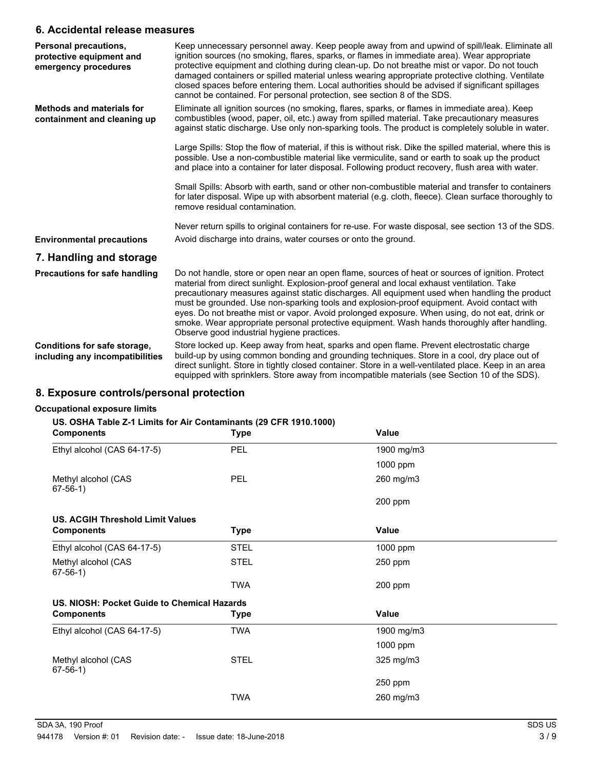## 6. Accidental release measures

**Personal precautions, protective equipment and emergency procedures**

Keep unnecessary personnel away. Keep people away from and upwind of spill/leak. Eliminate all ignition sources (no smoking, flares, sparks, or flames in immediate area). Wear appropriate protective equipment and clothing during clean-up. Do not breathe mist or vapor. Do not touch damaged containers or spilled material unless wearing appropriate protective clothing. Ventilate closed spaces before entering them. Local authorities should be advised if significant spillages cannot be contained. For personal protection, see section 8 of the SDS.

**Methods and materials for containment and cleaning up**

Eliminate all ignition sources (no smoking, flares, sparks, or flames in immediate area). Keep combustibles (wood, paper, oil, etc.) away from spilled material. Take precautionary measures against static discharge. Use only non-sparking tools. The product is completely soluble in water.

Large Spills: Stop the flow of material, if this is without risk. Dike the spilled material, where this is possible. Use a non-combustible material like vermiculite, sand or earth to soak up the product and place into a container for later disposal. Following product recovery, flush area with water.

Small Spills: Absorb with earth, sand or other non-combustible material and transfer to containers for later disposal. Wipe up with absorbent material (e.g. cloth, fleece). Clean surface thoroughly to remove residual contamination.

Never return spills to original containers for re-use. For waste disposal, see section 13 of the SDS.

**Environmental precautions**

Avoid discharge into drains, water courses or onto the ground.

## 7. Handling and storage

**Precautions for safe handling**

Do not handle, store or open near an open flame, sources of heat or sources of ignition. Protect material from direct sunlight. Explosion-proof general and local exhaust ventilation. Take precautionary measures against static discharges. All equipment used when handling the product must be grounded. Use non-sparking tools and explosion-proof equipment. Avoid contact with eyes. Do not breathe mist or vapor. Avoid prolonged exposure. When using, do not eat, drink or smoke. Wear appropriate personal protective equipment. Wash hands thoroughly after handling. Observe good industrial hygiene practices.

**Conditions for safe storage, including any incompatibilities**

Store locked up. Keep away from heat, sparks and open flame. Prevent electrostatic charge build-up by using common bonding and grounding techniques. Store in a cool, dry place out of direct sunlight. Store in tightly closed container. Store in a well-ventilated place. Keep in an area equipped with sprinklers. Store away from incompatible materials (see Section 10 of the SDS).

## 8. Exposure controls/personal protection

**Occupational exposure limits**

**US. OSHA Table Z-1 Limits for Air Contaminants (29 CFR 1910.1000)**

| Components | Type | Value |
|---|---|---|
| Ethyl alcohol (CAS 64-17-5) | PEL | 1900 mg/m3 |
| | | 1000 ppm |
| Methyl alcohol (CAS 67-56-1) | PEL | 260 mg/m3 |
| | | 200 ppm |

**US. ACGIH Threshold Limit Values**

| Components | Type | Value |
|---|---|---|
| Ethyl alcohol (CAS 64-17-5) | STEL | 1000 ppm |
| Methyl alcohol (CAS 67-56-1) | STEL | 250 ppm |
| | TWA | 200 ppm |

**US. NIOSH: Pocket Guide to Chemical Hazards**

| Components | Type | Value |
|---|---|---|
| Ethyl alcohol (CAS 64-17-5) | TWA | 1900 mg/m3 |
| | | 1000 ppm |
| Methyl alcohol (CAS 67-56-1) | STEL | 325 mg/m3 |
| | | 250 ppm |
| | TWA | 260 mg/m3 |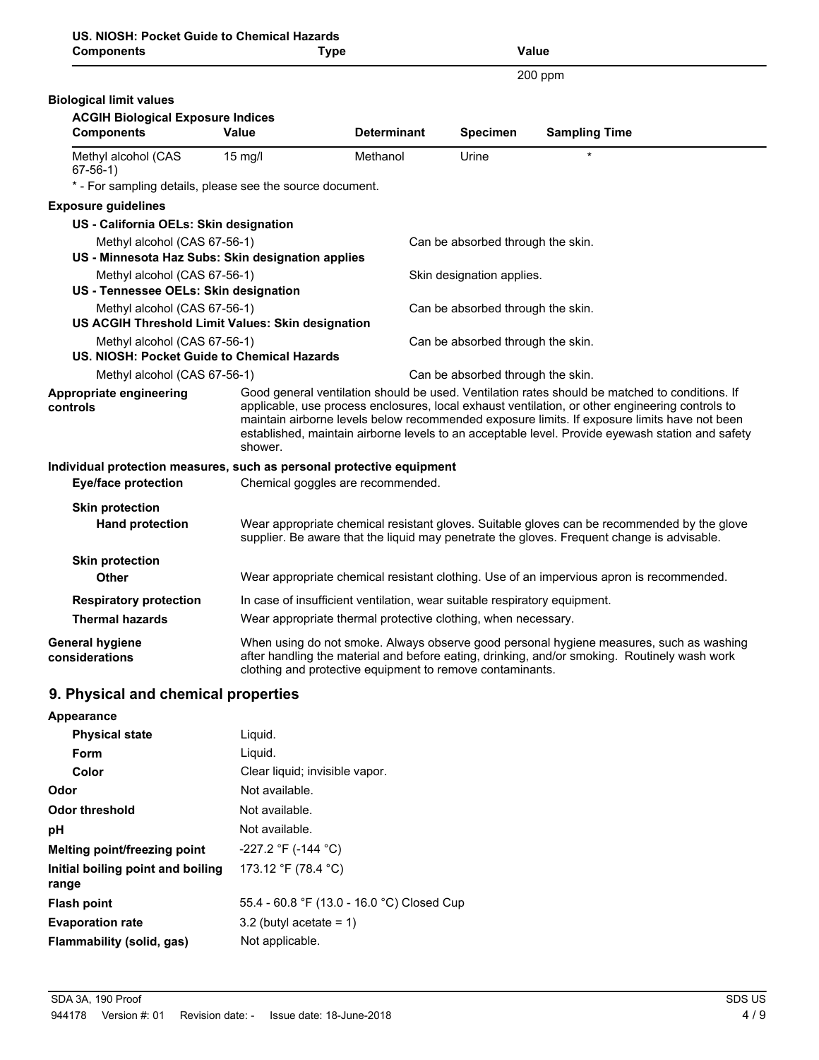**US. NIOSH: Pocket Guide to Chemical Hazards**

| Components | Type | Value |
| --- | --- | --- |
| | | 200 ppm |

**Biological limit values**

**ACGIH Biological Exposure Indices**

| Components | Value | Determinant | Specimen | Sampling Time |
| --- | --- | --- | --- | --- |
| Methyl alcohol (CAS 67-56-1) | 15 mg/l | Methanol | Urine | * |

\* - For sampling details, please see the source document.

**Exposure guidelines**

**US - California OELs: Skin designation**

| | |
| --- | --- |
| Methyl alcohol (CAS 67-56-1) | Can be absorbed through the skin. |

**US - Minnesota Haz Subs: Skin designation applies**

| | |
| --- | --- |
| Methyl alcohol (CAS 67-56-1) | Skin designation applies. |

**US - Tennessee OELs: Skin designation**

| | |
| --- | --- |
| Methyl alcohol (CAS 67-56-1) | Can be absorbed through the skin. |

**US ACGIH Threshold Limit Values: Skin designation**

| | |
| --- | --- |
| Methyl alcohol (CAS 67-56-1) | Can be absorbed through the skin. |

**US. NIOSH: Pocket Guide to Chemical Hazards**

| | |
| --- | --- |
| Methyl alcohol (CAS 67-56-1) | Can be absorbed through the skin. |

**Appropriate engineering controls** Good general ventilation should be used. Ventilation rates should be matched to conditions. If applicable, use process enclosures, local exhaust ventilation, or other engineering controls to maintain airborne levels below recommended exposure limits. If exposure limits have not been established, maintain airborne levels to an acceptable level. Provide eyewash station and safety shower.

**Individual protection measures, such as personal protective equipment**

**Eye/face protection** Chemical goggles are recommended.

**Skin protection**

**Hand protection** Wear appropriate chemical resistant gloves. Suitable gloves can be recommended by the glove supplier. Be aware that the liquid may penetrate the gloves. Frequent change is advisable.

**Skin protection**

**Other** Wear appropriate chemical resistant clothing. Use of an impervious apron is recommended.

**Respiratory protection** In case of insufficient ventilation, wear suitable respiratory equipment.

**Thermal hazards** Wear appropriate thermal protective clothing, when necessary.

**General hygiene considerations** When using do not smoke. Always observe good personal hygiene measures, such as washing after handling the material and before eating, drinking, and/or smoking. Routinely wash work clothing and protective equipment to remove contaminants.

## 9. Physical and chemical properties

**Appearance**

| | |
| --- | --- |
| **Physical state** | Liquid. |
| **Form** | Liquid. |
| **Color** | Clear liquid; invisible vapor. |
| **Odor** | Not available. |
| **Odor threshold** | Not available. |
| **pH** | Not available. |
| **Melting point/freezing point** | -227.2 °F (-144 °C) |
| **Initial boiling point and boiling range** | 173.12 °F (78.4 °C) |
| **Flash point** | 55.4 - 60.8 °F (13.0 - 16.0 °C) Closed Cup |
| **Evaporation rate** | 3.2 (butyl acetate = 1) |
| **Flammability (solid, gas)** | Not applicable. |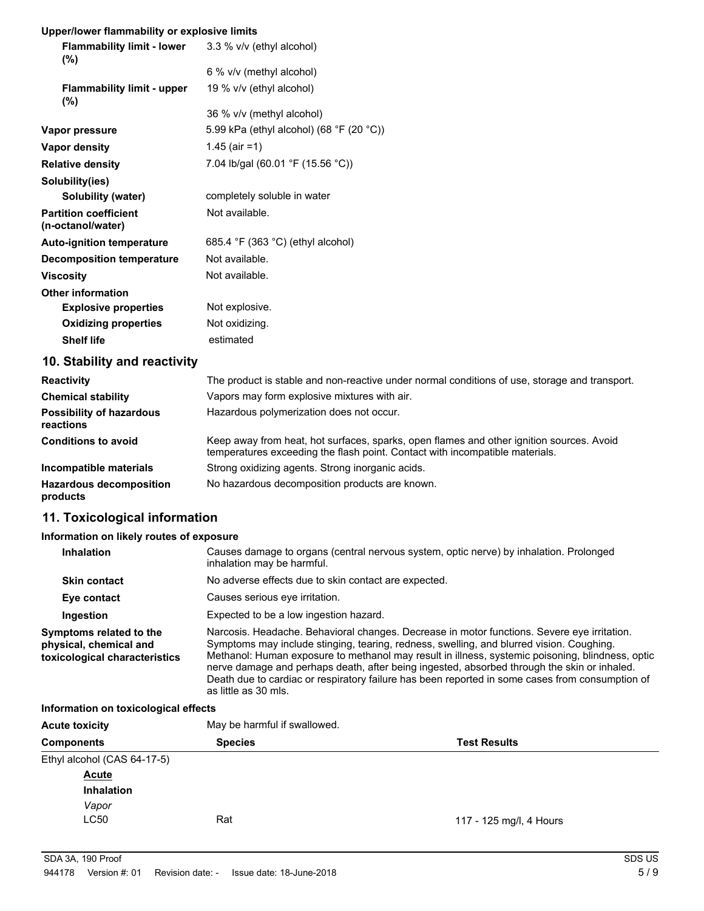**Upper/lower flammability or explosive limits**

| | |
|---|---|
| **Flammability limit - lower (%)** | 3.3 % v/v (ethyl alcohol) |
| | 6 % v/v (methyl alcohol) |
| **Flammability limit - upper (%)** | 19 % v/v (ethyl alcohol) |
| | 36 % v/v (methyl alcohol) |
| **Vapor pressure** | 5.99 kPa (ethyl alcohol) (68 °F (20 °C)) |
| **Vapor density** | 1.45 (air =1) |
| **Relative density** | 7.04 lb/gal (60.01 °F (15.56 °C)) |
| **Solubility(ies)** | |
| **Solubility (water)** | completely soluble in water |
| **Partition coefficient (n-octanol/water)** | Not available. |
| **Auto-ignition temperature** | 685.4 °F (363 °C) (ethyl alcohol) |
| **Decomposition temperature** | Not available. |
| **Viscosity** | Not available. |
| **Other information** | |
| **Explosive properties** | Not explosive. |
| **Oxidizing properties** | Not oxidizing. |
| **Shelf life** | estimated |

## 10. Stability and reactivity

| | |
|---|---|
| **Reactivity** | The product is stable and non-reactive under normal conditions of use, storage and transport. |
| **Chemical stability** | Vapors may form explosive mixtures with air. |
| **Possibility of hazardous reactions** | Hazardous polymerization does not occur. |
| **Conditions to avoid** | Keep away from heat, hot surfaces, sparks, open flames and other ignition sources. Avoid temperatures exceeding the flash point. Contact with incompatible materials. |
| **Incompatible materials** | Strong oxidizing agents. Strong inorganic acids. |
| **Hazardous decomposition products** | No hazardous decomposition products are known. |

## 11. Toxicological information

**Information on likely routes of exposure**

| | |
|---|---|
| **Inhalation** | Causes damage to organs (central nervous system, optic nerve) by inhalation. Prolonged inhalation may be harmful. |
| **Skin contact** | No adverse effects due to skin contact are expected. |
| **Eye contact** | Causes serious eye irritation. |
| **Ingestion** | Expected to be a low ingestion hazard. |
| **Symptoms related to the physical, chemical and toxicological characteristics** | Narcosis. Headache. Behavioral changes. Decrease in motor functions. Severe eye irritation. Symptoms may include stinging, tearing, redness, swelling, and blurred vision. Coughing. Methanol: Human exposure to methanol may result in illness, systemic poisoning, blindness, optic nerve damage and perhaps death, after being ingested, absorbed through the skin or inhaled. Death due to cardiac or respiratory failure has been reported in some cases from consumption of as little as 30 mls. |

**Information on toxicological effects**

**Acute toxicity** May be harmful if swallowed.

| Components | Species | Test Results |
|---|---|---|
| Ethyl alcohol (CAS 64-17-5) | | |
| <u>**Acute**</u> | | |
| **Inhalation** | | |
| *Vapor* | | |
| LC50 | Rat | 117 - 125 mg/l, 4 Hours |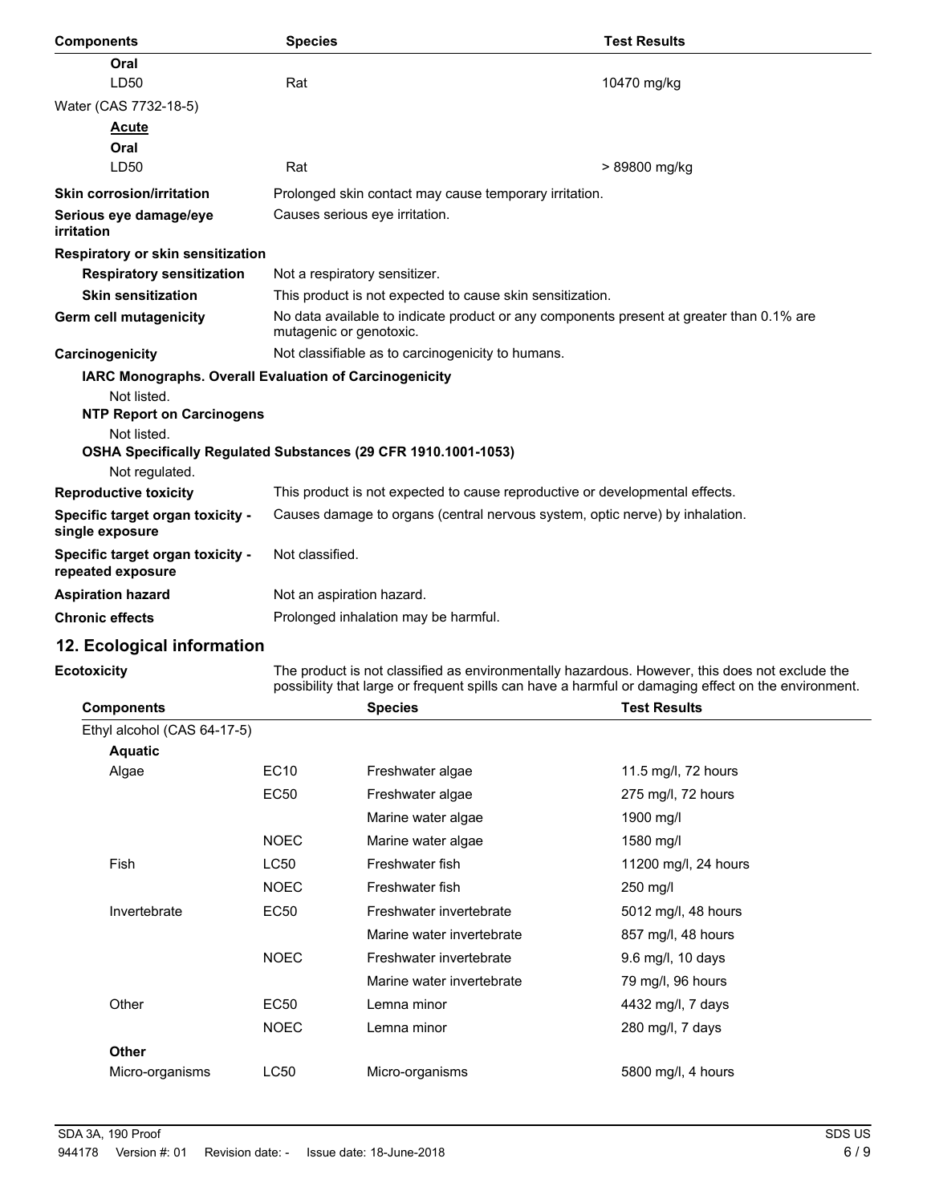| Components | Species | Test Results |
|---|---|---|
| **Oral** | | |
| LD50 | Rat | 10470 mg/kg |
| Water (CAS 7732-18-5) | | |
| **Acute** | | |
| **Oral** | | |
| LD50 | Rat | > 89800 mg/kg |

**Skin corrosion/irritation** Prolonged skin contact may cause temporary irritation.

**Serious eye damage/eye irritation** Causes serious eye irritation.

**Respiratory or skin sensitization**

**Respiratory sensitization** Not a respiratory sensitizer.

**Skin sensitization** This product is not expected to cause skin sensitization.

**Germ cell mutagenicity** No data available to indicate product or any components present at greater than 0.1% are mutagenic or genotoxic.

**Carcinogenicity** Not classifiable as to carcinogenicity to humans.

**IARC Monographs. Overall Evaluation of Carcinogenicity**

Not listed.

**NTP Report on Carcinogens**

Not listed.

**OSHA Specifically Regulated Substances (29 CFR 1910.1001-1053)**

Not regulated.

**Reproductive toxicity** This product is not expected to cause reproductive or developmental effects.

**Specific target organ toxicity - single exposure** Causes damage to organs (central nervous system, optic nerve) by inhalation.

**Specific target organ toxicity - repeated exposure** Not classified.

**Aspiration hazard** Not an aspiration hazard.

**Chronic effects** Prolonged inhalation may be harmful.

## 12. Ecological information

**Ecotoxicity** The product is not classified as environmentally hazardous. However, this does not exclude the possibility that large or frequent spills can have a harmful or damaging effect on the environment.

| Components | | Species | Test Results |
|---|---|---|---|
| Ethyl alcohol (CAS 64-17-5) | | | |
| **Aquatic** | | | |
| Algae | EC10 | Freshwater algae | 11.5 mg/l, 72 hours |
| | EC50 | Freshwater algae | 275 mg/l, 72 hours |
| | | Marine water algae | 1900 mg/l |
| | NOEC | Marine water algae | 1580 mg/l |
| Fish | LC50 | Freshwater fish | 11200 mg/l, 24 hours |
| | NOEC | Freshwater fish | 250 mg/l |
| Invertebrate | EC50 | Freshwater invertebrate | 5012 mg/l, 48 hours |
| | | Marine water invertebrate | 857 mg/l, 48 hours |
| | NOEC | Freshwater invertebrate | 9.6 mg/l, 10 days |
| | | Marine water invertebrate | 79 mg/l, 96 hours |
| Other | EC50 | Lemna minor | 4432 mg/l, 7 days |
| | NOEC | Lemna minor | 280 mg/l, 7 days |
| **Other** | | | |
| Micro-organisms | LC50 | Micro-organisms | 5800 mg/l, 4 hours |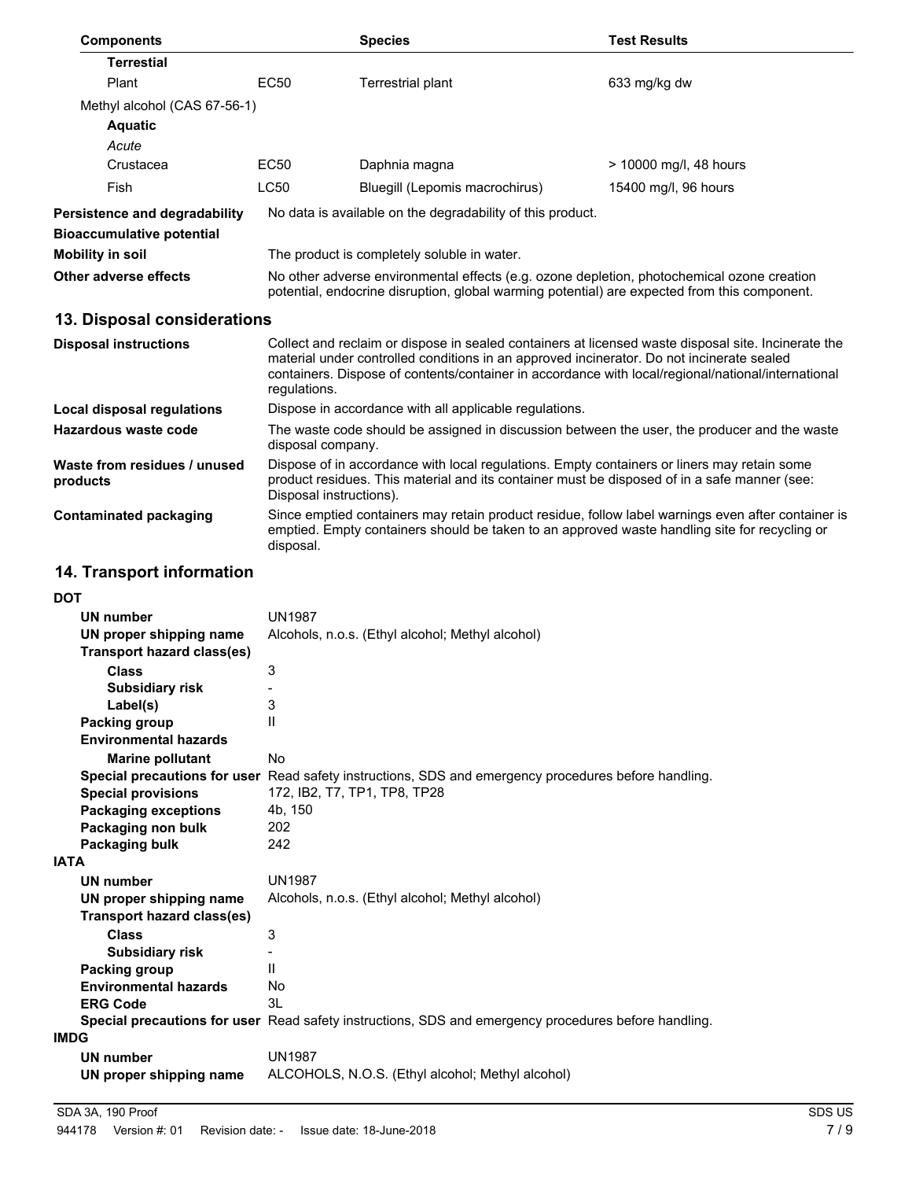| Components | | Species | Test Results |
|---|---|---|---|
| **Terrestrial** | | | |
| Plant | EC50 | Terrestrial plant | 633 mg/kg dw |
| Methyl alcohol (CAS 67-56-1) | | | |
| **Aquatic** | | | |
| *Acute* | | | |
| Crustacea | EC50 | Daphnia magna | > 10000 mg/l, 48 hours |
| Fish | LC50 | Bluegill (Lepomis macrochirus) | 15400 mg/l, 96 hours |

**Persistence and degradability** No data is available on the degradability of this product.

**Bioaccumulative potential**

**Mobility in soil** The product is completely soluble in water.

**Other adverse effects** No other adverse environmental effects (e.g. ozone depletion, photochemical ozone creation potential, endocrine disruption, global warming potential) are expected from this component.

## 13. Disposal considerations

**Disposal instructions** Collect and reclaim or dispose in sealed containers at licensed waste disposal site. Incinerate the material under controlled conditions in an approved incinerator. Do not incinerate sealed containers. Dispose of contents/container in accordance with local/regional/national/international regulations.

**Local disposal regulations** Dispose in accordance with all applicable regulations.

**Hazardous waste code** The waste code should be assigned in discussion between the user, the producer and the waste disposal company.

**Waste from residues / unused products** Dispose of in accordance with local regulations. Empty containers or liners may retain some product residues. This material and its container must be disposed of in a safe manner (see: Disposal instructions).

**Contaminated packaging** Since emptied containers may retain product residue, follow label warnings even after container is emptied. Empty containers should be taken to an approved waste handling site for recycling or disposal.

## 14. Transport information

**DOT**

**UN number** UN1987
**UN proper shipping name** Alcohols, n.o.s. (Ethyl alcohol; Methyl alcohol)
**Transport hazard class(es)**
**Class** 3
**Subsidiary risk** -
**Label(s)** 3
**Packing group** II
**Environmental hazards**
**Marine pollutant** No
**Special precautions for user** Read safety instructions, SDS and emergency procedures before handling.
**Special provisions** 172, IB2, T7, TP1, TP8, TP28
**Packaging exceptions** 4b, 150
**Packaging non bulk** 202
**Packaging bulk** 242

**IATA**

**UN number** UN1987
**UN proper shipping name** Alcohols, n.o.s. (Ethyl alcohol; Methyl alcohol)
**Transport hazard class(es)**
**Class** 3
**Subsidiary risk** -
**Packing group** II
**Environmental hazards** No
**ERG Code** 3L
**Special precautions for user** Read safety instructions, SDS and emergency procedures before handling.

**IMDG**

**UN number** UN1987
**UN proper shipping name** ALCOHOLS, N.O.S. (Ethyl alcohol; Methyl alcohol)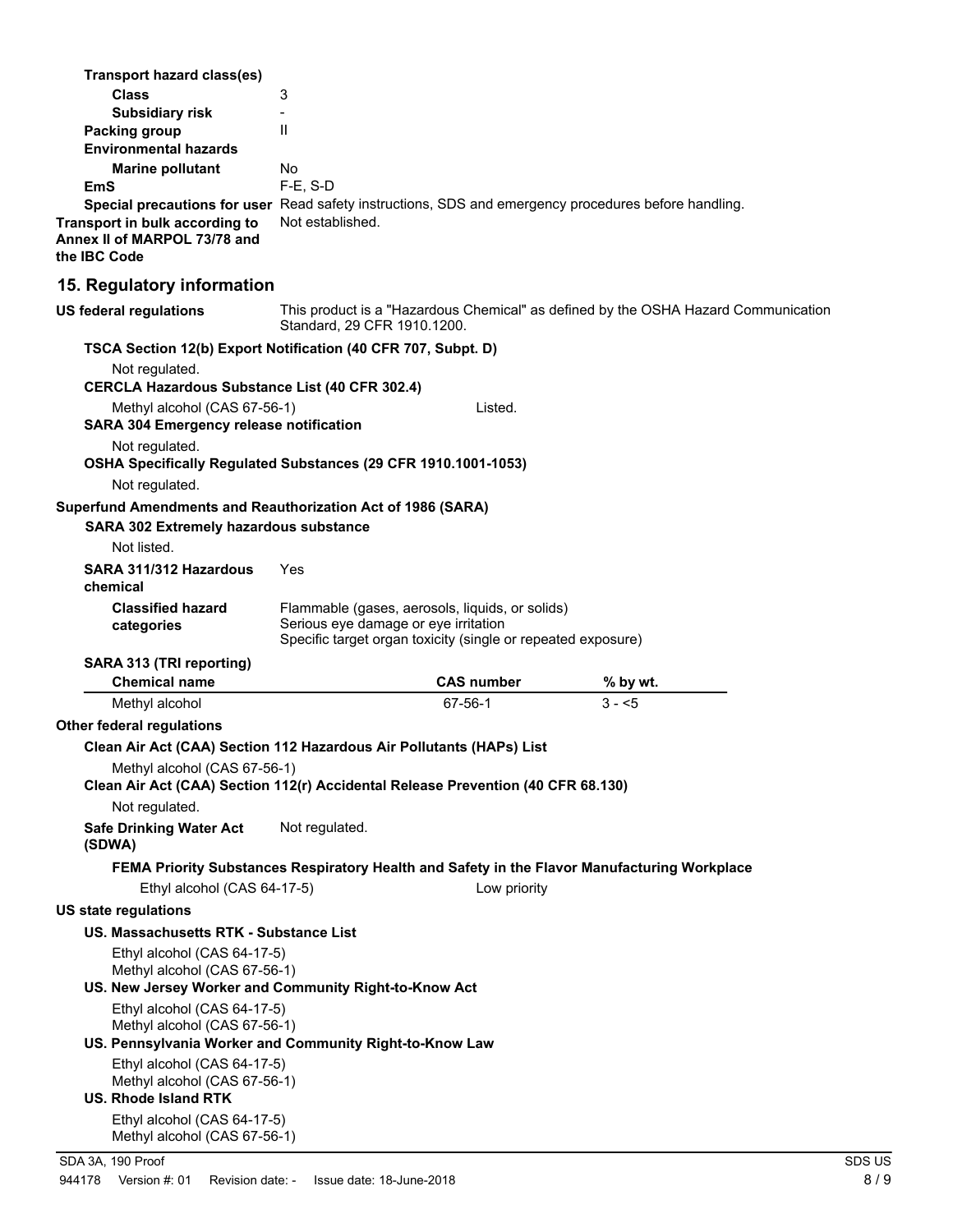**Transport hazard class(es)**

**Class** 3

**Subsidiary risk** -

**Packing group** II

**Environmental hazards**

**Marine pollutant** No

**EmS** F-E, S-D

**Special precautions for user** Read safety instructions, SDS and emergency procedures before handling.

**Transport in bulk according to Annex II of MARPOL 73/78 and the IBC Code** Not established.

## 15. Regulatory information

**US federal regulations** This product is a "Hazardous Chemical" as defined by the OSHA Hazard Communication Standard, 29 CFR 1910.1200.

**TSCA Section 12(b) Export Notification (40 CFR 707, Subpt. D)**

Not regulated.

**CERCLA Hazardous Substance List (40 CFR 302.4)**

Methyl alcohol (CAS 67-56-1) Listed.

**SARA 304 Emergency release notification**

Not regulated.

**OSHA Specifically Regulated Substances (29 CFR 1910.1001-1053)**

Not regulated.

**Superfund Amendments and Reauthorization Act of 1986 (SARA)**

**SARA 302 Extremely hazardous substance**

Not listed.

**SARA 311/312 Hazardous chemical** Yes

**Classified hazard categories**
Flammable (gases, aerosols, liquids, or solids)
Serious eye damage or eye irritation
Specific target organ toxicity (single or repeated exposure)

**SARA 313 (TRI reporting)**

| Chemical name | CAS number | % by wt. |
| --- | --- | --- |
| Methyl alcohol | 67-56-1 | 3 - <5 |

**Other federal regulations**

**Clean Air Act (CAA) Section 112 Hazardous Air Pollutants (HAPs) List**

Methyl alcohol (CAS 67-56-1)

**Clean Air Act (CAA) Section 112(r) Accidental Release Prevention (40 CFR 68.130)**

Not regulated.

**Safe Drinking Water Act (SDWA)** Not regulated.

**FEMA Priority Substances Respiratory Health and Safety in the Flavor Manufacturing Workplace**

Ethyl alcohol (CAS 64-17-5) Low priority

**US state regulations**

**US. Massachusetts RTK - Substance List**

Ethyl alcohol (CAS 64-17-5)
Methyl alcohol (CAS 67-56-1)

**US. New Jersey Worker and Community Right-to-Know Act**

Ethyl alcohol (CAS 64-17-5)
Methyl alcohol (CAS 67-56-1)

**US. Pennsylvania Worker and Community Right-to-Know Law**

Ethyl alcohol (CAS 64-17-5)
Methyl alcohol (CAS 67-56-1)

**US. Rhode Island RTK**

Ethyl alcohol (CAS 64-17-5)
Methyl alcohol (CAS 67-56-1)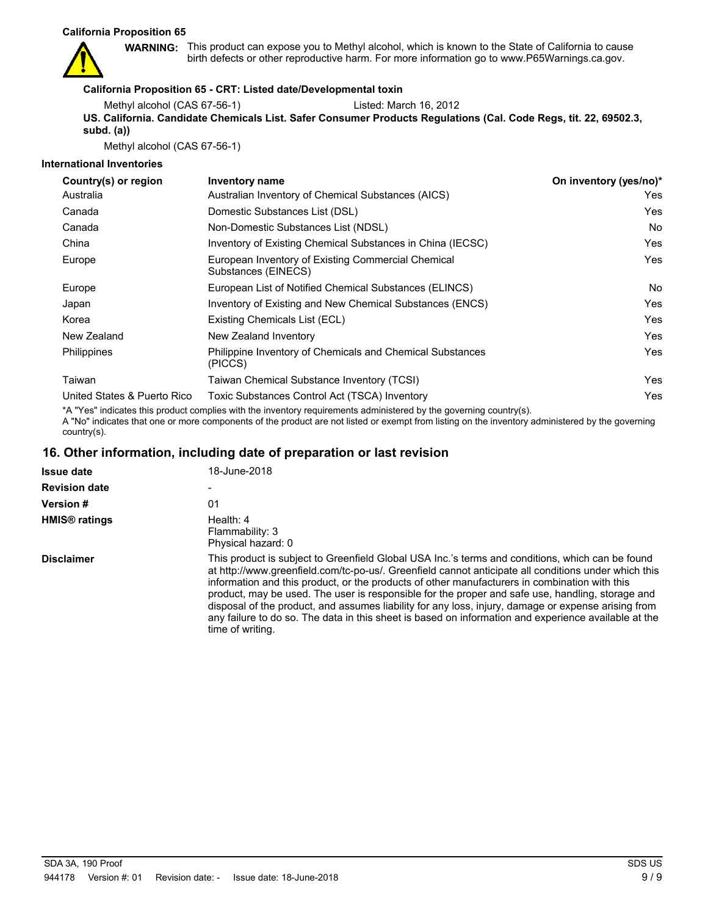**California Proposition 65**

**WARNING:** This product can expose you to Methyl alcohol, which is known to the State of California to cause birth defects or other reproductive harm. For more information go to www.P65Warnings.ca.gov.

**California Proposition 65 - CRT: Listed date/Developmental toxin**

Methyl alcohol (CAS 67-56-1) Listed: March 16, 2012

**US. California. Candidate Chemicals List. Safer Consumer Products Regulations (Cal. Code Regs, tit. 22, 69502.3, subd. (a))**

Methyl alcohol (CAS 67-56-1)

**International Inventories**

| Country(s) or region | Inventory name | On inventory (yes/no)* |
|---|---|---|
| Australia | Australian Inventory of Chemical Substances (AICS) | Yes |
| Canada | Domestic Substances List (DSL) | Yes |
| Canada | Non-Domestic Substances List (NDSL) | No |
| China | Inventory of Existing Chemical Substances in China (IECSC) | Yes |
| Europe | European Inventory of Existing Commercial Chemical Substances (EINECS) | Yes |
| Europe | European List of Notified Chemical Substances (ELINCS) | No |
| Japan | Inventory of Existing and New Chemical Substances (ENCS) | Yes |
| Korea | Existing Chemicals List (ECL) | Yes |
| New Zealand | New Zealand Inventory | Yes |
| Philippines | Philippine Inventory of Chemicals and Chemical Substances (PICCS) | Yes |
| Taiwan | Taiwan Chemical Substance Inventory (TCSI) | Yes |
| United States & Puerto Rico | Toxic Substances Control Act (TSCA) Inventory | Yes |

*A "Yes" indicates this product complies with the inventory requirements administered by the governing country(s).
A "No" indicates that one or more components of the product are not listed or exempt from listing on the inventory administered by the governing country(s).

## 16. Other information, including date of preparation or last revision

| | |
|---|---|
| **Issue date** | 18-June-2018 |
| **Revision date** | - |
| **Version #** | 01 |
| **HMIS® ratings** | Health: 4<br>Flammability: 3<br>Physical hazard: 0 |
| **Disclaimer** | This product is subject to Greenfield Global USA Inc.'s terms and conditions, which can be found at http://www.greenfield.com/tc-po-us/. Greenfield cannot anticipate all conditions under which this information and this product, or the products of other manufacturers in combination with this product, may be used. The user is responsible for the proper and safe use, handling, storage and disposal of the product, and assumes liability for any loss, injury, damage or expense arising from any failure to do so. The data in this sheet is based on information and experience available at the time of writing. |